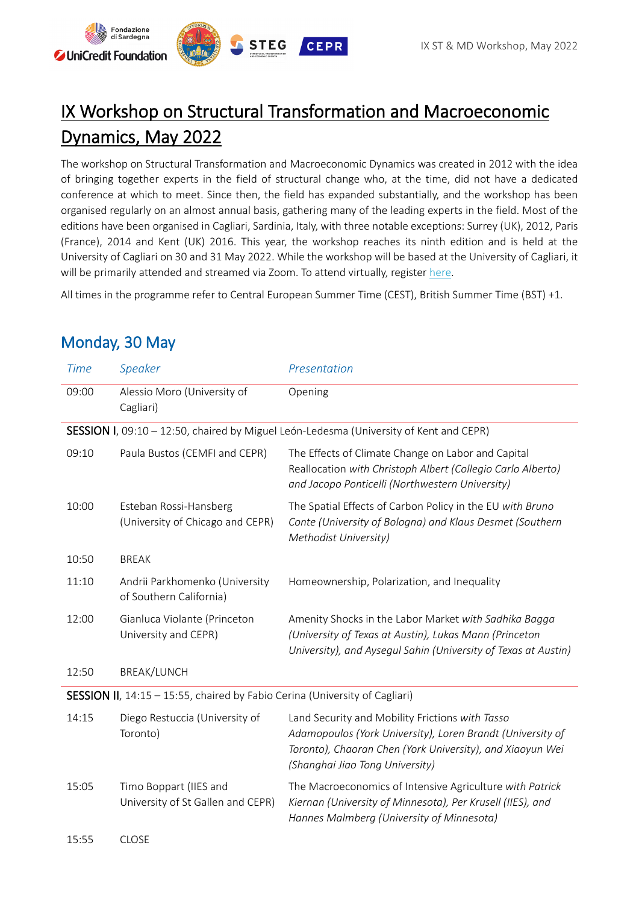# IX Workshop on Structural Transformation and Macroeconomic Dynamics, May 2022

The workshop on Structural Transformation and Macroeconomic Dynamics was created in 2012 with the idea of bringing together experts in the field of structural change who, at the time, did not have a dedicated conference at which to meet. Since then, the field has expanded substantially, and the workshop has been organised regularly on an almost annual basis, gathering many of the leading experts in the field. Most of the editions have been organised in Cagliari, Sardinia, Italy, with three notable exceptions: Surrey (UK), 2012, Paris (France), 2014 and Kent (UK) 2016. This year, the workshop reaches its ninth edition and is held at the University of Cagliari on 30 and 31 May 2022. While the workshop will be based at the University of Cagliari, it will be primarily attended and streamed via Zoom. To attend virtually, register here.

All times in the programme refer to Central European Summer Time (CEST), British Summer Time (BST) +1.

## Monday, 30 May

| *Time* | *Speaker* | *Presentation* |
|---|---|---|
| 09:00 | Alessio Moro (University of Cagliari) | Opening |
| **SESSION I**, 09:10 – 12:50, chaired by Miguel León-Ledesma (University of Kent and CEPR) | | |
| 09:10 | Paula Bustos (CEMFI and CEPR) | The Effects of Climate Change on Labor and Capital Reallocation *with Christoph Albert (Collegio Carlo Alberto) and Jacopo Ponticelli (Northwestern University)* |
| 10:00 | Esteban Rossi-Hansberg (University of Chicago and CEPR) | The Spatial Effects of Carbon Policy in the EU *with Bruno Conte (University of Bologna) and Klaus Desmet (Southern Methodist University)* |
| 10:50 | BREAK | |
| 11:10 | Andrii Parkhomenko (University of Southern California) | Homeownership, Polarization, and Inequality |
| 12:00 | Gianluca Violante (Princeton University and CEPR) | Amenity Shocks in the Labor Market *with Sadhika Bagga (University of Texas at Austin), Lukas Mann (Princeton University), and Aysegul Sahin (University of Texas at Austin)* |
| 12:50 | BREAK/LUNCH | |
| **SESSION II**, 14:15 – 15:55, chaired by Fabio Cerina (University of Cagliari) | | |
| 14:15 | Diego Restuccia (University of Toronto) | Land Security and Mobility Frictions *with Tasso Adamopoulos (York University), Loren Brandt (University of Toronto), Chaoran Chen (York University), and Xiaoyun Wei (Shanghai Jiao Tong University)* |
| 15:05 | Timo Boppart (IIES and University of St Gallen and CEPR) | The Macroeconomics of Intensive Agriculture *with Patrick Kiernan (University of Minnesota), Per Krusell (IIES), and Hannes Malmberg (University of Minnesota)* |
| 15:55 | CLOSE | |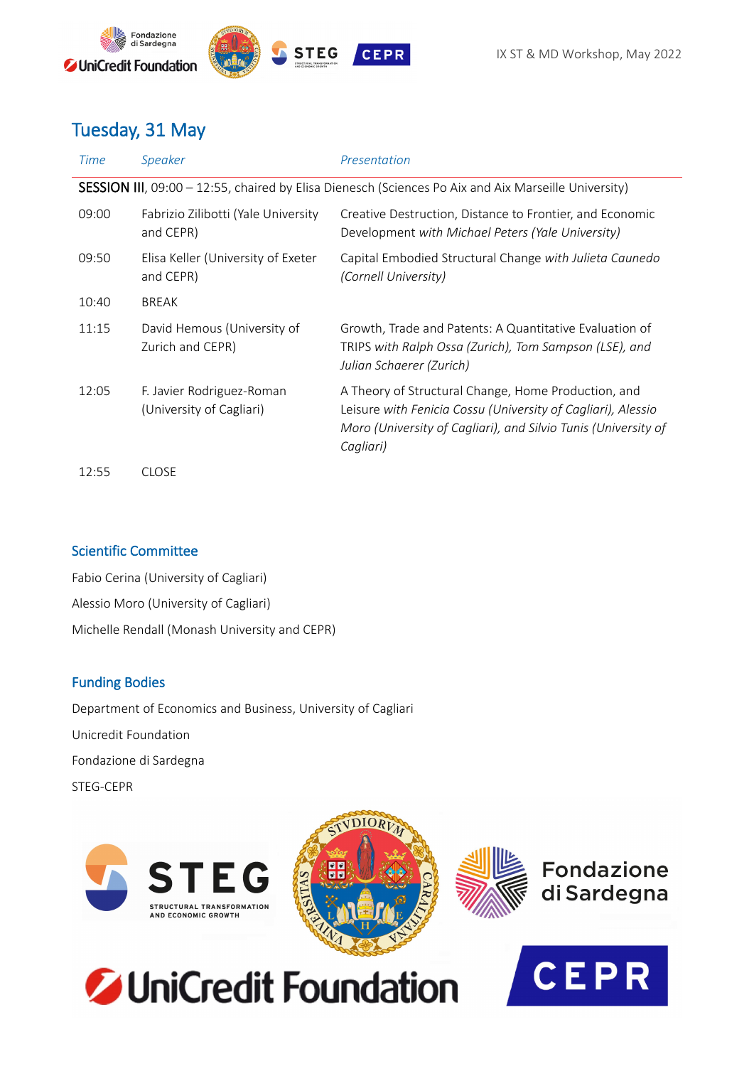## Tuesday, 31 May

| *Time* | *Speaker* | *Presentation* |
| --- | --- | --- |
| **SESSION III**, 09:00 – 12:55, chaired by Elisa Dienesch (Sciences Po Aix and Aix Marseille University) | | |
| 09:00 | Fabrizio Zilibotti (Yale University and CEPR) | Creative Destruction, Distance to Frontier, and Economic Development *with Michael Peters (Yale University)* |
| 09:50 | Elisa Keller (University of Exeter and CEPR) | Capital Embodied Structural Change *with Julieta Caunedo (Cornell University)* |
| 10:40 | BREAK | |
| 11:15 | David Hemous (University of Zurich and CEPR) | Growth, Trade and Patents: A Quantitative Evaluation of TRIPS *with Ralph Ossa (Zurich), Tom Sampson (LSE), and Julian Schaerer (Zurich)* |
| 12:05 | F. Javier Rodriguez-Roman (University of Cagliari) | A Theory of Structural Change, Home Production, and Leisure *with Fenicia Cossu (University of Cagliari), Alessio Moro (University of Cagliari), and Silvio Tunis (University of Cagliari)* |
| 12:55 | CLOSE | |

### Scientific Committee

Fabio Cerina (University of Cagliari)

Alessio Moro (University of Cagliari)

Michelle Rendall (Monash University and CEPR)

### Funding Bodies

Department of Economics and Business, University of Cagliari

Unicredit Foundation

Fondazione di Sardegna

STEG-CEPR